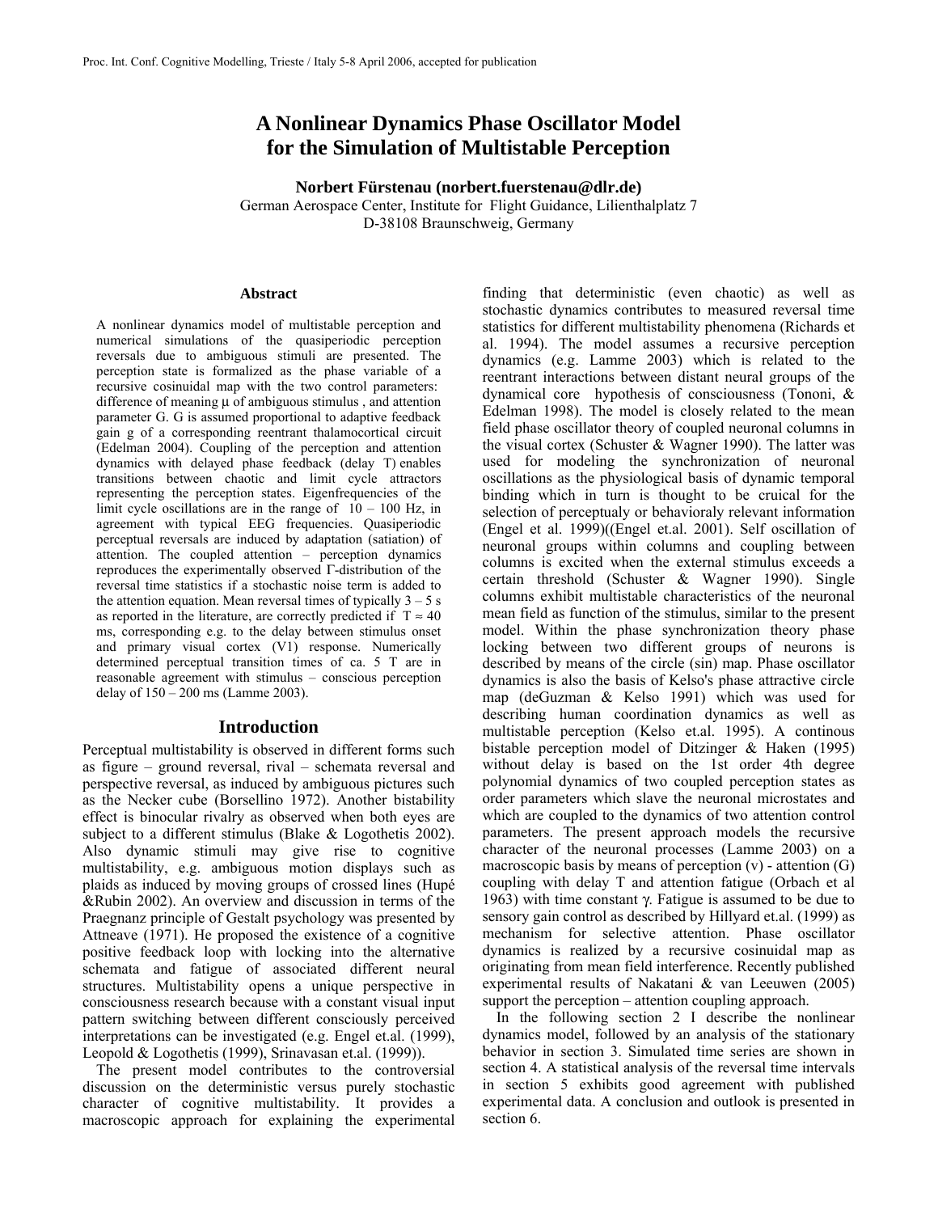# A Nonlinear Dynamics Phase Oscillator Model for the Simulation of Multistable Perception

**Norbert Fürstenau (norbert.fuerstenau@dlr.de)**
German Aerospace Center, Institute for Flight Guidance, Lilienthalplatz 7
D-38108 Braunschweig, Germany

## Abstract

A nonlinear dynamics model of multistable perception and numerical simulations of the quasiperiodic perception reversals due to ambiguous stimuli are presented. The perception state is formalized as the phase variable of a recursive cosinuidal map with the two control parameters: difference of meaning μ of ambiguous stimulus , and attention parameter G. G is assumed proportional to adaptive feedback gain g of a corresponding reentrant thalamocortical circuit (Edelman 2004). Coupling of the perception and attention dynamics with delayed phase feedback (delay T) enables transitions between chaotic and limit cycle attractors representing the perception states. Eigenfrequencies of the limit cycle oscillations are in the range of 10 – 100 Hz, in agreement with typical EEG frequencies. Quasiperiodic perceptual reversals are induced by adaptation (satiation) of attention. The coupled attention – perception dynamics reproduces the experimentally observed Γ-distribution of the reversal time statistics if a stochastic noise term is added to the attention equation. Mean reversal times of typically 3 – 5 s as reported in the literature, are correctly predicted if $T \approx 40$ ms, corresponding e.g. to the delay between stimulus onset and primary visual cortex (V1) response. Numerically determined perceptual transition times of ca. 5 T are in reasonable agreement with stimulus – conscious perception delay of 150 – 200 ms (Lamme 2003).

## Introduction

Perceptual multistability is observed in different forms such as figure – ground reversal, rival – schemata reversal and perspective reversal, as induced by ambiguous pictures such as the Necker cube (Borsellino 1972). Another bistability effect is binocular rivalry as observed when both eyes are subject to a different stimulus (Blake & Logothetis 2002). Also dynamic stimuli may give rise to cognitive multistability, e.g. ambiguous motion displays such as plaids as induced by moving groups of crossed lines (Hupé &Rubin 2002). An overview and discussion in terms of the Praegnanz principle of Gestalt psychology was presented by Attneave (1971). He proposed the existence of a cognitive positive feedback loop with locking into the alternative schemata and fatigue of associated different neural structures. Multistability opens a unique perspective in consciousness research because with a constant visual input pattern switching between different consciously perceived interpretations can be investigated (e.g. Engel et.al. (1999), Leopold & Logothetis (1999), Srinavasan et.al. (1999)).

The present model contributes to the controversial discussion on the deterministic versus purely stochastic character of cognitive multistability. It provides a macroscopic approach for explaining the experimental finding that deterministic (even chaotic) as well as stochastic dynamics contributes to measured reversal time statistics for different multistability phenomena (Richards et al. 1994). The model assumes a recursive perception dynamics (e.g. Lamme 2003) which is related to the reentrant interactions between distant neural groups of the dynamical core hypothesis of consciousness (Tononi, & Edelman 1998). The model is closely related to the mean field phase oscillator theory of coupled neuronal columns in the visual cortex (Schuster & Wagner 1990). The latter was used for modeling the synchronization of neuronal oscillations as the physiological basis of dynamic temporal binding which in turn is thought to be cruical for the selection of perceptualy or behavioraly relevant information (Engel et al. 1999)((Engel et.al. 2001). Self oscillation of neuronal groups within columns and coupling between columns is excited when the external stimulus exceeds a certain threshold (Schuster & Wagner 1990). Single columns exhibit multistable characteristics of the neuronal mean field as function of the stimulus, similar to the present model. Within the phase synchronization theory phase locking between two different groups of neurons is described by means of the circle (sin) map. Phase oscillator dynamics is also the basis of Kelso's phase attractive circle map (deGuzman & Kelso 1991) which was used for describing human coordination dynamics as well as multistable perception (Kelso et.al. 1995). A continous bistable perception model of Ditzinger & Haken (1995) without delay is based on the 1st order 4th degree polynomial dynamics of two coupled perception states as order parameters which slave the neuronal microstates and which are coupled to the dynamics of two attention control parameters. The present approach models the recursive character of the neuronal processes (Lamme 2003) on a macroscopic basis by means of perception (v) - attention (G) coupling with delay T and attention fatigue (Orbach et al 1963) with time constant γ. Fatigue is assumed to be due to sensory gain control as described by Hillyard et.al. (1999) as mechanism for selective attention. Phase oscillator dynamics is realized by a recursive cosinuidal map as originating from mean field interference. Recently published experimental results of Nakatani & van Leeuwen (2005) support the perception – attention coupling approach.

In the following section 2 I describe the nonlinear dynamics model, followed by an analysis of the stationary behavior in section 3. Simulated time series are shown in section 4. A statistical analysis of the reversal time intervals in section 5 exhibits good agreement with published experimental data. A conclusion and outlook is presented in section 6.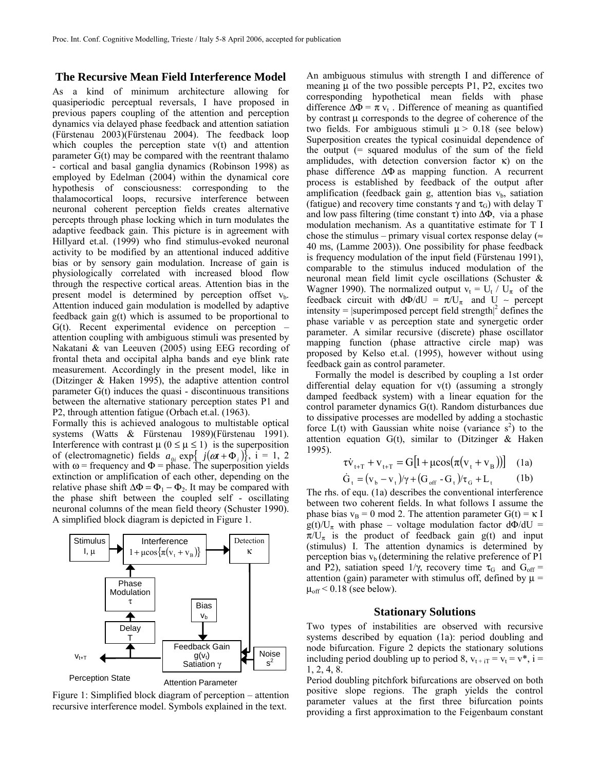## The Recursive Mean Field Interference Model

As a kind of minimum architecture allowing for quasiperiodic perceptual reversals, I have proposed in previous papers coupling of the attention and perception dynamics via delayed phase feedback and attention satiation (Fürstenau 2003)(Fürstenau 2004). The feedback loop which couples the perception state v(t) and attention parameter G(t) may be compared with the reentrant thalamo - cortical and basal ganglia dynamics (Robinson 1998) as employed by Edelman (2004) within the dynamical core hypothesis of consciousness: corresponding to the thalamocortical loops, recursive interference between neuronal coherent perception fields creates alternative percepts through phase locking which in turn modulates the adaptive feedback gain. This picture is in agreement with Hillyard et.al. (1999) who find stimulus-evoked neuronal activity to be modified by an attentional induced additive bias or by sensory gain modulation. Increase of gain is physiologically correlated with increased blood flow through the respective cortical areas. Attention bias in the present model is determined by perception offset $v_b$. Attention induced gain modulation is modelled by adaptive feedback gain g(t) which is assumed to be proportional to G(t). Recent experimental evidence on perception – attention coupling with ambiguous stimuli was presented by Nakatani & van Leeuven (2005) using EEG recording of frontal theta and occipital alpha bands and eye blink rate measurement. Accordingly in the present model, like in (Ditzinger & Haken 1995), the adaptive attention control parameter G(t) induces the quasi - discontinuous transitions between the alternative stationary perception states P1 and P2, through attention fatigue (Orbach et.al. (1963).

Formally this is achieved analogous to multistable optical systems (Watts & Fürstenau 1989)(Fürstenau 1991). Interference with contrast μ ($0 \le \mu \le 1$) is the superposition of (electromagnetic) fields $a_{0i} \exp\{\ j(\omega t + \Phi_i)\}$, i = 1, 2 with ω = frequency and Φ = phase. The superposition yields extinction or amplification of each other, depending on the relative phase shift $\Delta\Phi = \Phi_1 - \Phi_2$. It may be compared with the phase shift between the coupled self - oscillating neuronal columns of the mean field theory (Schuster 1990). A simplified block diagram is depicted in Figure 1.

Figure 1: Simplified block diagram of perception – attention recursive interference model. Symbols explained in the text.

An ambiguous stimulus with strength I and difference of meaning μ of the two possible percepts P1, P2, excites two corresponding hypothetical mean fields with phase difference $\Delta\Phi = \pi\, v_t$ . Difference of meaning as quantified by contrast μ corresponds to the degree of coherence of the two fields. For ambiguous stimuli $\mu > 0.18$ (see below) Superposition creates the typical cosinuidal dependence of the output (= squared modulus of the sum of the field amplidudes, with detection conversion factor κ) on the phase difference ΔΦ as mapping function. A recurrent process is established by feedback of the output after amplification (feedback gain g, attention bias $v_b$, satiation (fatigue) and recovery time constants γ and $\tau_G$) with delay T and low pass filtering (time constant τ) into ΔΦ, via a phase modulation mechanism. As a quantitative estimate for T I chose the stimulus – primary visual cortex response delay (≈ 40 ms, (Lamme 2003)). One possibility for phase feedback is frequency modulation of the input field (Fürstenau 1991), comparable to the stimulus induced modulation of the neuronal mean field limit cycle oscillations (Schuster & Wagner 1990). The normalized output $v_t = U_t / U_\pi$ of the feedback circuit with $d\Phi/dU = \pi/U_\pi$ and U ~ percept intensity = |superimposed percept field strength|$^2$ defines the phase variable v as perception state and synergetic order parameter. A similar recursive (discrete) phase oscillator mapping function (phase attractive circle map) was proposed by Kelso et.al. (1995), however without using feedback gain as control parameter.

Formally the model is described by coupling a 1st order differential delay equation for v(t) (assuming a strongly damped feedback system) with a linear equation for the control parameter dynamics G(t). Random disturbances due to dissipative processes are modelled by adding a stochastic force L(t) with Gaussian white noise (variance $s^2$) to the attention equation G(t), similar to (Ditzinger & Haken 1995).

$$\tau \dot{v}_{t+T} + v_{t+T} = G\left[1 + \mu \cos\left(\pi\left(v_t + v_B\right)\right)\right] \quad (1a)$$

$$\dot{G}_t = \left(v_b - v_t\right)/\gamma + \left(G_{off} - G_t\right)/\tau_G + L_t \quad (1b)$$

The rhs. of equ. (1a) describes the conventional interference between two coherent fields. In what follows I assume the phase bias $v_B = 0 \bmod 2$. The attention parameter $G(t) = \kappa\, I\, g(t)/U_\pi$ with phase – voltage modulation factor $d\Phi/dU = \pi/U_\pi$ is the product of feedback gain g(t) and input (stimulus) I. The attention dynamics is determined by perception bias $v_b$ (determining the relative preference of P1 and P2), satiation speed 1/γ, recovery time $\tau_G$ and $G_{off}$ = attention (gain) parameter with stimulus off, defined by $\mu = \mu_{off} < 0.18$ (see below).

### Stationary Solutions

Two types of instabilities are observed with recursive systems described by equation (1a): period doubling and node bifurcation. Figure 2 depicts the stationary solutions including period doubling up to period 8, $v_{t+iT} = v_t = v^*$, i = 1, 2, 4, 8.

Period doubling pitchfork bifurcations are observed on both positive slope regions. The graph yields the control parameter values at the first three bifurcation points providing a first approximation to the Feigenbaum constant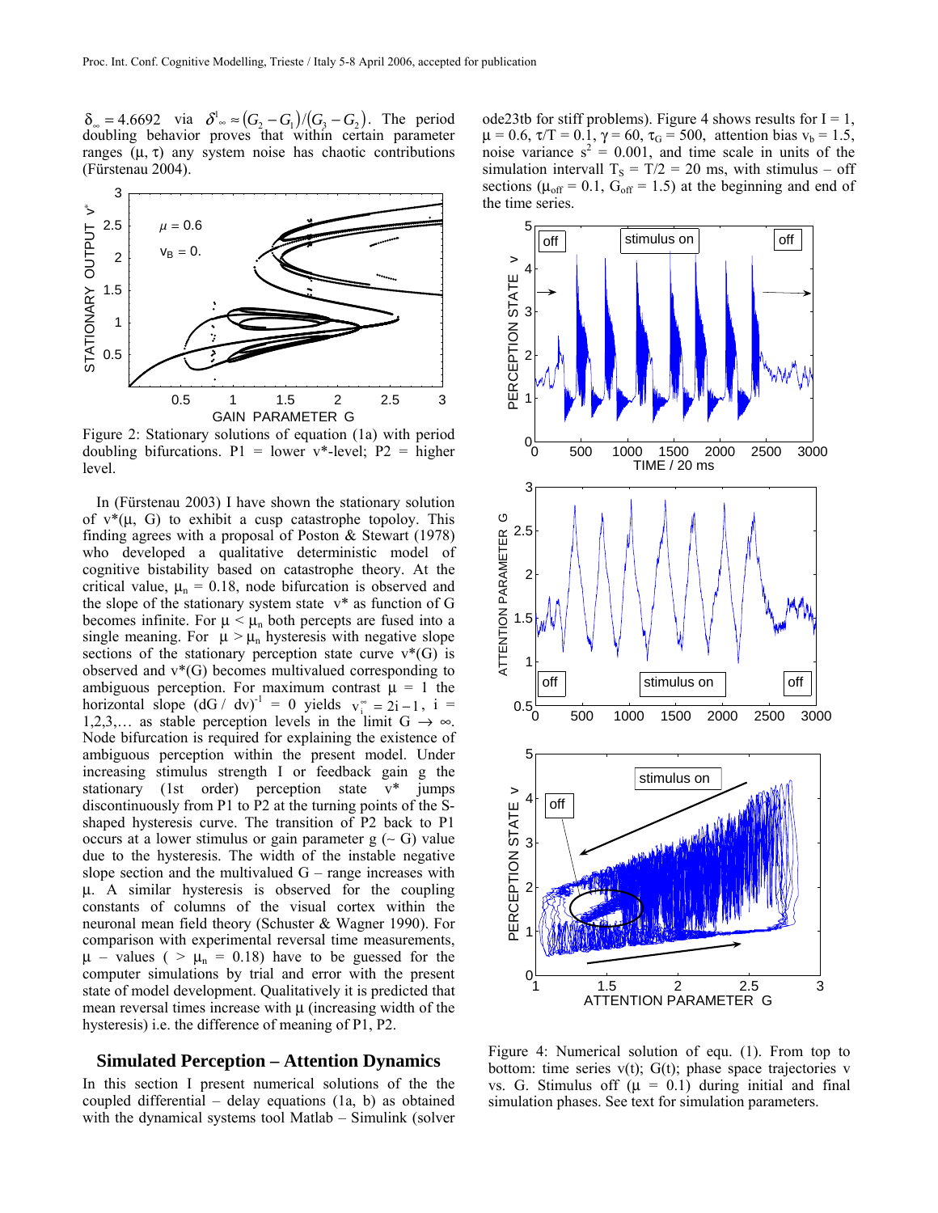$\delta_\infty = 4.6692$ via $\delta^1{}_\infty \approx (G_2 - G_1)/(G_3 - G_2)$. The period doubling behavior proves that within certain parameter ranges ($\mu$, $\tau$) any system noise has chaotic contributions (Fürstenau 2004).

Figure 2: Stationary solutions of equation (1a) with period doubling bifurcations. P1 = lower v*-level; P2 = higher level.

In (Fürstenau 2003) I have shown the stationary solution of $v^*(\mu, G)$ to exhibit a cusp catastrophe topoloy. This finding agrees with a proposal of Poston & Stewart (1978) who developed a qualitative deterministic model of cognitive bistability based on catastrophe theory. At the critical value, $\mu_n = 0.18$, node bifurcation is observed and the slope of the stationary system state $v^*$ as function of G becomes infinite. For $\mu < \mu_n$ both percepts are fused into a single meaning. For $\mu > \mu_n$ hysteresis with negative slope sections of the stationary perception state curve $v^*(G)$ is observed and $v^*(G)$ becomes multivalued corresponding to ambiguous perception. For maximum contrast $\mu = 1$ the horizontal slope $(dG / dv)^{-1} = 0$ yields $v_i^\infty = 2i - 1$, i = 1,2,3,… as stable perception levels in the limit $G \to \infty$. Node bifurcation is required for explaining the existence of ambiguous perception within the present model. Under increasing stimulus strength I or feedback gain g the stationary (1st order) perception state $v^*$ jumps discontinuously from P1 to P2 at the turning points of the S-shaped hysteresis curve. The transition of P2 back to P1 occurs at a lower stimulus or gain parameter g (~ G) value due to the hysteresis. The width of the instable negative slope section and the multivalued G – range increases with $\mu$. A similar hysteresis is observed for the coupling constants of columns of the visual cortex within the neuronal mean field theory (Schuster & Wagner 1990). For comparison with experimental reversal time measurements, $\mu$ – values ( > $\mu_n$ = 0.18) have to be guessed for the computer simulations by trial and error with the present state of model development. Qualitatively it is predicted that mean reversal times increase with $\mu$ (increasing width of the hysteresis) i.e. the difference of meaning of P1, P2.

## Simulated Perception – Attention Dynamics

In this section I present numerical solutions of the the coupled differential – delay equations (1a, b) as obtained with the dynamical systems tool Matlab – Simulink (solver ode23tb for stiff problems). Figure 4 shows results for I = 1, $\mu = 0.6$, $\tau/T = 0.1$, $\gamma = 60$, $\tau_G = 500$, attention bias $v_b = 1.5$, noise variance $s^2 = 0.001$, and time scale in units of the simulation intervall $T_S = T/2 = 20$ ms, with stimulus – off sections ($\mu_{off} = 0.1$, $G_{off} = 1.5$) at the beginning and end of the time series.

Figure 4: Numerical solution of equ. (1). From top to bottom: time series v(t); G(t); phase space trajectories v vs. G. Stimulus off ($\mu$ = 0.1) during initial and final simulation phases. See text for simulation parameters.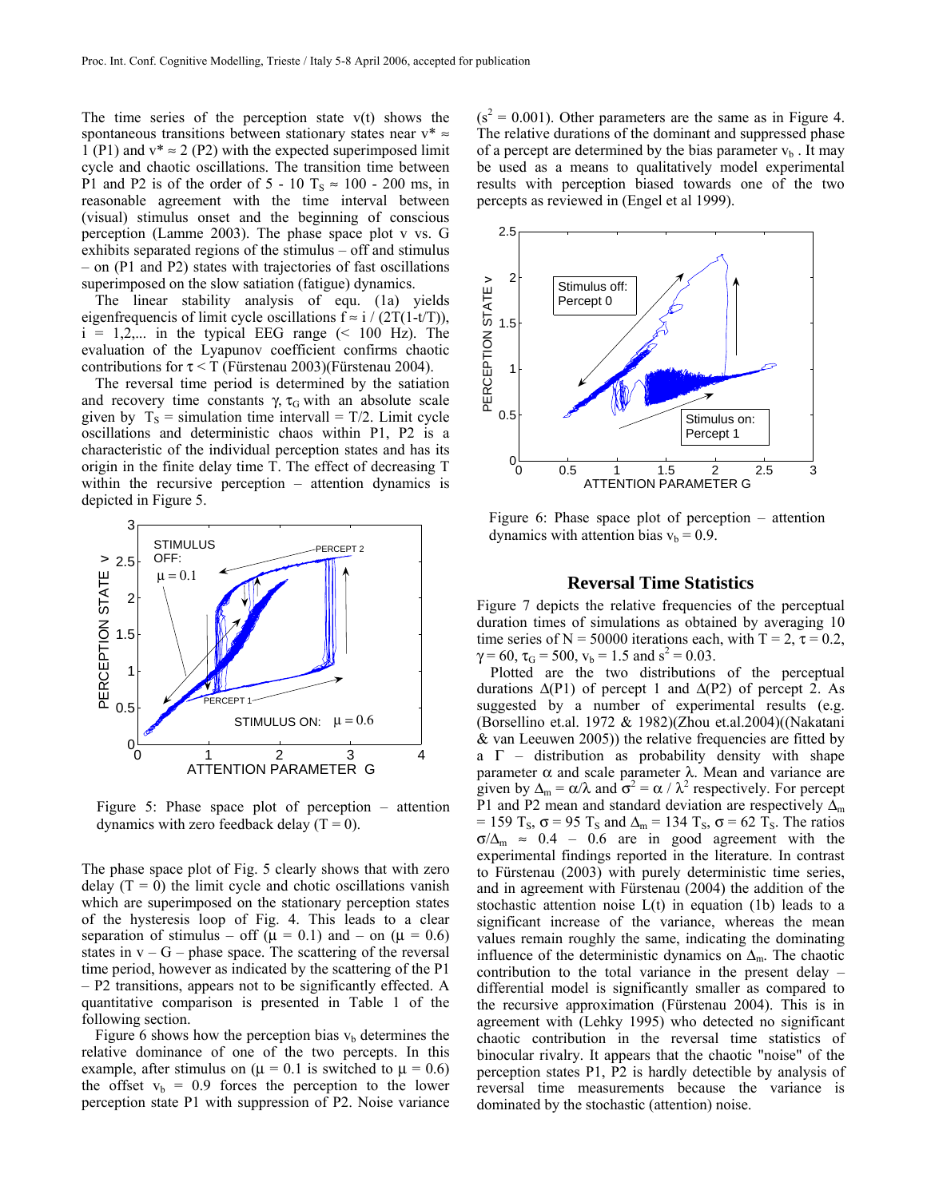The time series of the perception state v(t) shows the spontaneous transitions between stationary states near $v^* \approx 1$ (P1) and $v^* \approx 2$ (P2) with the expected superimposed limit cycle and chaotic oscillations. The transition time between P1 and P2 is of the order of 5 - 10 $T_S \approx 100$ - 200 ms, in reasonable agreement with the time interval between (visual) stimulus onset and the beginning of conscious perception (Lamme 2003). The phase space plot v vs. G exhibits separated regions of the stimulus – off and stimulus – on (P1 and P2) states with trajectories of fast oscillations superimposed on the slow satiation (fatigue) dynamics.

The linear stability analysis of equ. (1a) yields eigenfrequencis of limit cycle oscillations $f \approx i / (2T(1-t/T))$, i = 1,2,... in the typical EEG range (< 100 Hz). The evaluation of the Lyapunov coefficient confirms chaotic contributions for $\tau < T$ (Fürstenau 2003)(Fürstenau 2004).

The reversal time period is determined by the satiation and recovery time constants $\gamma$, $\tau_G$ with an absolute scale given by $T_S$ = simulation time intervall = T/2. Limit cycle oscillations and deterministic chaos within P1, P2 is a characteristic of the individual perception states and has its origin in the finite delay time T. The effect of decreasing T within the recursive perception – attention dynamics is depicted in Figure 5.

Figure 5: Phase space plot of perception – attention dynamics with zero feedback delay (T = 0).

The phase space plot of Fig. 5 clearly shows that with zero delay (T = 0) the limit cycle and chotic oscillations vanish which are superimposed on the stationary perception states of the hysteresis loop of Fig. 4. This leads to a clear separation of stimulus – off ($\mu = 0.1$) and – on ($\mu = 0.6$) states in v – G – phase space. The scattering of the reversal time period, however as indicated by the scattering of the P1 – P2 transitions, appears not to be significantly effected. A quantitative comparison is presented in Table 1 of the following section.

Figure 6 shows how the perception bias $v_b$ determines the relative dominance of one of the two percepts. In this example, after stimulus on ($\mu = 0.1$ is switched to $\mu = 0.6$) the offset $v_b = 0.9$ forces the perception to the lower perception state P1 with suppression of P2. Noise variance ($s^2 = 0.001$). Other parameters are the same as in Figure 4. The relative durations of the dominant and suppressed phase of a percept are determined by the bias parameter $v_b$ . It may be used as a means to qualitatively model experimental results with perception biased towards one of the two percepts as reviewed in (Engel et al 1999).

Figure 6: Phase space plot of perception – attention dynamics with attention bias $v_b = 0.9$.

## Reversal Time Statistics

Figure 7 depicts the relative frequencies of the perceptual duration times of simulations as obtained by averaging 10 time series of N = 50000 iterations each, with T = 2, $\tau = 0.2$, $\gamma = 60$, $\tau_G = 500$, $v_b = 1.5$ and $s^2 = 0.03$.

Plotted are the two distributions of the perceptual durations $\Delta$(P1) of percept 1 and $\Delta$(P2) of percept 2. As suggested by a number of experimental results (e.g. (Borsellino et.al. 1972 & 1982)(Zhou et.al.2004)((Nakatani & van Leeuwen 2005)) the relative frequencies are fitted by a $\Gamma$ – distribution as probability density with shape parameter $\alpha$ and scale parameter $\lambda$. Mean and variance are given by $\Delta_m = \alpha/\lambda$ and $\sigma^2 = \alpha / \lambda^2$ respectively. For percept P1 and P2 mean and standard deviation are respectively $\Delta_m = 159\ T_S$, $\sigma = 95\ T_S$ and $\Delta_m = 134\ T_S$, $\sigma = 62\ T_S$. The ratios $\sigma/\Delta_m \approx 0.4 - 0.6$ are in good agreement with the experimental findings reported in the literature. In contrast to Fürstenau (2003) with purely deterministic time series, and in agreement with Fürstenau (2004) the addition of the stochastic attention noise L(t) in equation (1b) leads to a significant increase of the variance, whereas the mean values remain roughly the same, indicating the dominating influence of the deterministic dynamics on $\Delta_m$. The chaotic contribution to the total variance in the present delay – differential model is significantly smaller as compared to the recursive approximation (Fürstenau 2004). This is in agreement with (Lehky 1995) who detected no significant chaotic contribution in the reversal time statistics of binocular rivalry. It appears that the chaotic "noise" of the perception states P1, P2 is hardly detectible by analysis of reversal time measurements because the variance is dominated by the stochastic (attention) noise.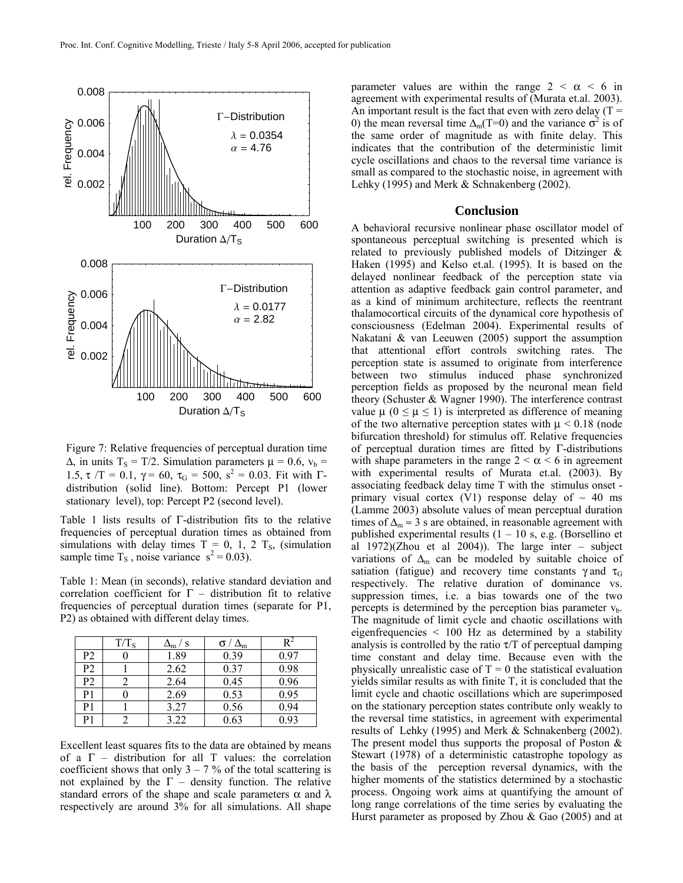Figure 7: Relative frequencies of perceptual duration time $\Delta$, in units $T_S = T/2$. Simulation parameters $\mu = 0.6$, $v_b = 1.5$, $\tau / T = 0.1$, $\gamma = 60$, $\tau_G = 500$, $s^2 = 0.03$. Fit with $\Gamma$-distribution (solid line). Bottom: Percept P1 (lower stationary level), top: Percept P2 (second level).

Table 1 lists results of $\Gamma$-distribution fits to the relative frequencies of perceptual duration times as obtained from simulations with delay times $T = 0, 1, 2\ T_S$, (simulation sample time $T_S$ , noise variance $s^2 = 0.03$).

Table 1: Mean (in seconds), relative standard deviation and correlation coefficient for $\Gamma$ – distribution fit to relative frequencies of perceptual duration times (separate for P1, P2) as obtained with different delay times.

| | $T/T_S$ | $\Delta_m$ / s | $\sigma / \Delta_m$ | $R^2$ |
|---|---|---|---|---|
| P2 | 0 | 1.89 | 0.39 | 0.97 |
| P2 | 1 | 2.62 | 0.37 | 0.98 |
| P2 | 2 | 2.64 | 0.45 | 0.96 |
| P1 | 0 | 2.69 | 0.53 | 0.95 |
| P1 | 1 | 3.27 | 0.56 | 0.94 |
| P1 | 2 | 3.22 | 0.63 | 0.93 |

Excellent least squares fits to the data are obtained by means of a $\Gamma$ – distribution for all T values: the correlation coefficient shows that only 3 – 7 % of the total scattering is not explained by the $\Gamma$ – density function. The relative standard errors of the shape and scale parameters $\alpha$ and $\lambda$ respectively are around 3% for all simulations. All shape parameter values are within the range $2 < \alpha < 6$ in agreement with experimental results of (Murata et.al. 2003). An important result is the fact that even with zero delay ($T = 0$) the mean reversal time $\Delta_m(T=0)$ and the variance $\sigma^2$ is of the same order of magnitude as with finite delay. This indicates that the contribution of the deterministic limit cycle oscillations and chaos to the reversal time variance is small as compared to the stochastic noise, in agreement with Lehky (1995) and Merk & Schnakenberg (2002).

## Conclusion

A behavioral recursive nonlinear phase oscillator model of spontaneous perceptual switching is presented which is related to previously published models of Ditzinger & Haken (1995) and Kelso et.al. (1995). It is based on the delayed nonlinear feedback of the perception state via attention as adaptive feedback gain control parameter, and as a kind of minimum architecture, reflects the reentrant thalamocortical circuits of the dynamical core hypothesis of consciousness (Edelman 2004). Experimental results of Nakatani & van Leeuwen (2005) support the assumption that attentional effort controls switching rates. The perception state is assumed to originate from interference between two stimulus induced phase synchronized perception fields as proposed by the neuronal mean field theory (Schuster & Wagner 1990). The interference contrast value $\mu$ ($0 \leq \mu \leq 1$) is interpreted as difference of meaning of the two alternative perception states with $\mu < 0.18$ (node bifurcation threshold) for stimulus off. Relative frequencies of perceptual duration times are fitted by $\Gamma$-distributions with shape parameters in the range $2 < \alpha < 6$ in agreement with experimental results of Murata et.al. (2003). By associating feedback delay time T with the stimulus onset - primary visual cortex (V1) response delay of ~ 40 ms (Lamme 2003) absolute values of mean perceptual duration times of $\Delta_m \approx 3$ s are obtained, in reasonable agreement with published experimental results (1 – 10 s, e.g. (Borsellino et al 1972)(Zhou et al 2004)). The large inter – subject variations of $\Delta_m$ can be modeled by suitable choice of satiation (fatigue) and recovery time constants $\gamma$ and $\tau_G$ respectively. The relative duration of dominance vs. suppression times, i.e. a bias towards one of the two percepts is determined by the perception bias parameter $v_b$. The magnitude of limit cycle and chaotic oscillations with eigenfrequencies < 100 Hz as determined by a stability analysis is controlled by the ratio $\tau/T$ of perceptual damping time constant and delay time. Because even with the physically unrealistic case of $T = 0$ the statistical evaluation yields similar results as with finite T, it is concluded that the limit cycle and chaotic oscillations which are superimposed on the stationary perception states contribute only weakly to the reversal time statistics, in agreement with experimental results of Lehky (1995) and Merk & Schnakenberg (2002). The present model thus supports the proposal of Poston & Stewart (1978) of a deterministic catastrophe topology as the basis of the perception reversal dynamics, with the higher moments of the statistics determined by a stochastic process. Ongoing work aims at quantifying the amount of long range correlations of the time series by evaluating the Hurst parameter as proposed by Zhou & Gao (2005) and at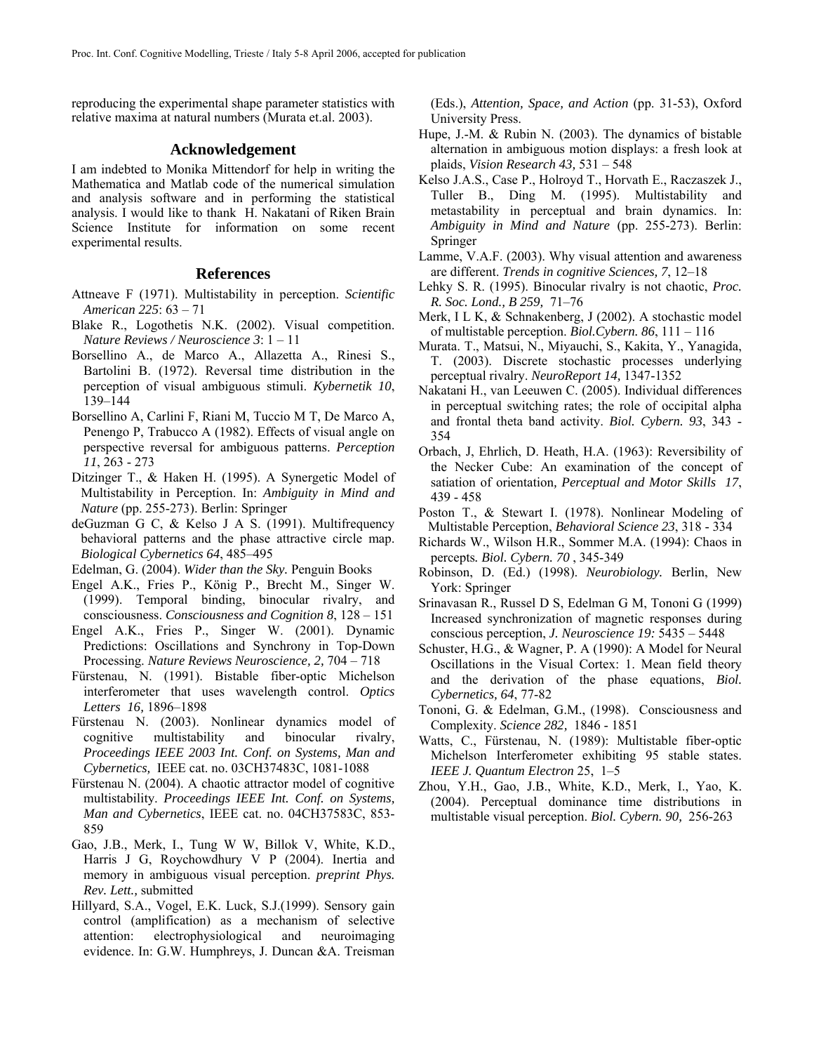reproducing the experimental shape parameter statistics with relative maxima at natural numbers (Murata et.al. 2003).

## Acknowledgement

I am indebted to Monika Mittendorf for help in writing the Mathematica and Matlab code of the numerical simulation and analysis software and in performing the statistical analysis. I would like to thank H. Nakatani of Riken Brain Science Institute for information on some recent experimental results.

## References

Attneave F (1971). Multistability in perception. *Scientific American 225*: 63 – 71

Blake R., Logothetis N.K. (2002). Visual competition. *Nature Reviews / Neuroscience 3*: 1 – 11

Borsellino A., de Marco A., Allazetta A., Rinesi S., Bartolini B. (1972). Reversal time distribution in the perception of visual ambiguous stimuli. *Kybernetik 10*, 139–144

Borsellino A, Carlini F, Riani M, Tuccio M T, De Marco A, Penengo P, Trabucco A (1982). Effects of visual angle on perspective reversal for ambiguous patterns. *Perception 11*, 263 - 273

Ditzinger T., & Haken H. (1995). A Synergetic Model of Multistability in Perception. In: *Ambiguity in Mind and Nature* (pp. 255-273). Berlin: Springer

deGuzman G C, & Kelso J A S. (1991). Multifrequency behavioral patterns and the phase attractive circle map. *Biological Cybernetics 64*, 485–495

Edelman, G. (2004). *Wider than the Sky.* Penguin Books

Engel A.K., Fries P., König P., Brecht M., Singer W. (1999). Temporal binding, binocular rivalry, and consciousness. *Consciousness and Cognition 8*, 128 – 151

Engel A.K., Fries P., Singer W. (2001). Dynamic Predictions: Oscillations and Synchrony in Top-Down Processing. *Nature Reviews Neuroscience, 2,* 704 – 718

Fürstenau, N. (1991). Bistable fiber-optic Michelson interferometer that uses wavelength control. *Optics Letters 16,* 1896–1898

Fürstenau N. (2003). Nonlinear dynamics model of cognitive multistability and binocular rivalry, *Proceedings IEEE 2003 Int. Conf. on Systems, Man and Cybernetics,* IEEE cat. no. 03CH37483C, 1081-1088

Fürstenau N. (2004). A chaotic attractor model of cognitive multistability. *Proceedings IEEE Int. Conf. on Systems, Man and Cybernetics*, IEEE cat. no. 04CH37583C, 853-859

Gao, J.B., Merk, I., Tung W W, Billok V, White, K.D., Harris J G, Roychowdhury V P (2004). Inertia and memory in ambiguous visual perception. *preprint Phys. Rev. Lett.,* submitted

Hillyard, S.A., Vogel, E.K. Luck, S.J.(1999). Sensory gain control (amplification) as a mechanism of selective attention: electrophysiological and neuroimaging evidence. In: G.W. Humphreys, J. Duncan &A. Treisman (Eds.), *Attention, Space, and Action* (pp. 31-53), Oxford University Press.

Hupe, J.-M. & Rubin N. (2003). The dynamics of bistable alternation in ambiguous motion displays: a fresh look at plaids, *Vision Research 43,* 531 – 548

Kelso J.A.S., Case P., Holroyd T., Horvath E., Raczaszek J., Tuller B., Ding M. (1995). Multistability and metastability in perceptual and brain dynamics. In: *Ambiguity in Mind and Nature* (pp. 255-273). Berlin: Springer

Lamme, V.A.F. (2003). Why visual attention and awareness are different. *Trends in cognitive Sciences, 7*, 12–18

Lehky S. R. (1995). Binocular rivalry is not chaotic, *Proc. R. Soc. Lond., B 259,* 71–76

Merk, I L K, & Schnakenberg, J (2002). A stochastic model of multistable perception. *Biol.Cybern. 86*, 111 – 116

Murata. T., Matsui, N., Miyauchi, S., Kakita, Y., Yanagida, T. (2003). Discrete stochastic processes underlying perceptual rivalry. *NeuroReport 14,* 1347-1352

Nakatani H., van Leeuwen C. (2005). Individual differences in perceptual switching rates; the role of occipital alpha and frontal theta band activity. *Biol. Cybern. 93*, 343 - 354

Orbach, J, Ehrlich, D. Heath, H.A. (1963): Reversibility of the Necker Cube: An examination of the concept of satiation of orientation*, Perceptual and Motor Skills 17*, 439 - 458

Poston T., & Stewart I. (1978). Nonlinear Modeling of Multistable Perception, *Behavioral Science 23*, 318 - 334

Richards W., Wilson H.R., Sommer M.A. (1994): Chaos in percepts*. Biol. Cybern. 70* , 345-349

Robinson, D. (Ed.) (1998). *Neurobiology.* Berlin, New York: Springer

Srinavasan R., Russel D S, Edelman G M, Tononi G (1999) Increased synchronization of magnetic responses during conscious perception, *J. Neuroscience 19:* 5435 – 5448

Schuster, H.G., & Wagner, P. A (1990): A Model for Neural Oscillations in the Visual Cortex: 1. Mean field theory and the derivation of the phase equations, *Biol. Cybernetics, 64*, 77-82

Tononi, G. & Edelman, G.M., (1998). Consciousness and Complexity. *Science 282,* 1846 - 1851

Watts, C., Fürstenau, N. (1989): Multistable fiber-optic Michelson Interferometer exhibiting 95 stable states. *IEEE J. Quantum Electron* 25, 1–5

Zhou, Y.H., Gao, J.B., White, K.D., Merk, I., Yao, K. (2004). Perceptual dominance time distributions in multistable visual perception. *Biol. Cybern. 90,* 256-263